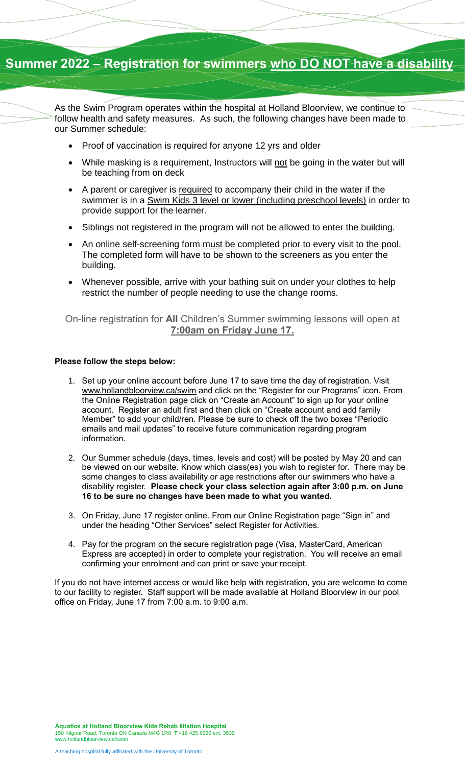# Summer 2022 – Registration for swimmers <u>who DO NOT have a disability</u>

As the Swim Program operates within the hospital at Holland Bloorview, we continue to follow health and safety measures. As such, the following changes have been made to our Summer schedule:

- Proof of vaccination is required for anyone 12 yrs and older
- While masking is a requirement, Instructors will <u>not</u> be going in the water but will be teaching from on deck
- A parent or caregiver is <u>required</u> to accompany their child in the water if the swimmer is in a <u>Swim Kids 3 level or lower (including preschool levels)</u> in order to provide support for the learner.
- Siblings not registered in the program will not be allowed to enter the building.
- An online self-screening form <u>must</u> be completed prior to every visit to the pool. The completed form will have to be shown to the screeners as you enter the building.
- Whenever possible, arrive with your bathing suit on under your clothes to help restrict the number of people needing to use the change rooms.

On-line registration for **All** Children's Summer swimming lessons will open at **<u>7:00am on Friday June 17.</u>**

**Please follow the steps below:**

1. Set up your online account before June 17 to save time the day of registration. Visit www.hollandbloorview.ca/swim and click on the "Register for our Programs" icon. From the Online Registration page click on "Create an Account" to sign up for your online account. Register an adult first and then click on "Create account and add family Member" to add your child/ren. Please be sure to check off the two boxes "Periodic emails and mail updates" to receive future communication regarding program information.
2. Our Summer schedule (days, times, levels and cost) will be posted by May 20 and can be viewed on our website. Know which class(es) you wish to register for. There may be some changes to class availability or age restrictions after our swimmers who have a disability register. **Please check your class selection again after 3:00 p.m. on June 16 to be sure no changes have been made to what you wanted.**
3. On Friday, June 17 register online. From our Online Registration page "Sign in" and under the heading "Other Services" select Register for Activities.
4. Pay for the program on the secure registration page (Visa, MasterCard, American Express are accepted) in order to complete your registration. You will receive an email confirming your enrolment and can print or save your receipt.

If you do not have internet access or would like help with registration, you are welcome to come to our facility to register. Staff support will be made available at Holland Bloorview in our pool office on Friday, June 17 from 7:00 a.m. to 9:00 a.m.

**Aquatics at Holland Bloorview Kids Rehab ilitation Hospital**
150 Kilgour Road, Toronto ON Canada M4G 1R8 **T** 416 425 6220 ext. 3539
www.hollandbloorview.ca/swim

A teaching hospital fully affiliated with the University of Toronto